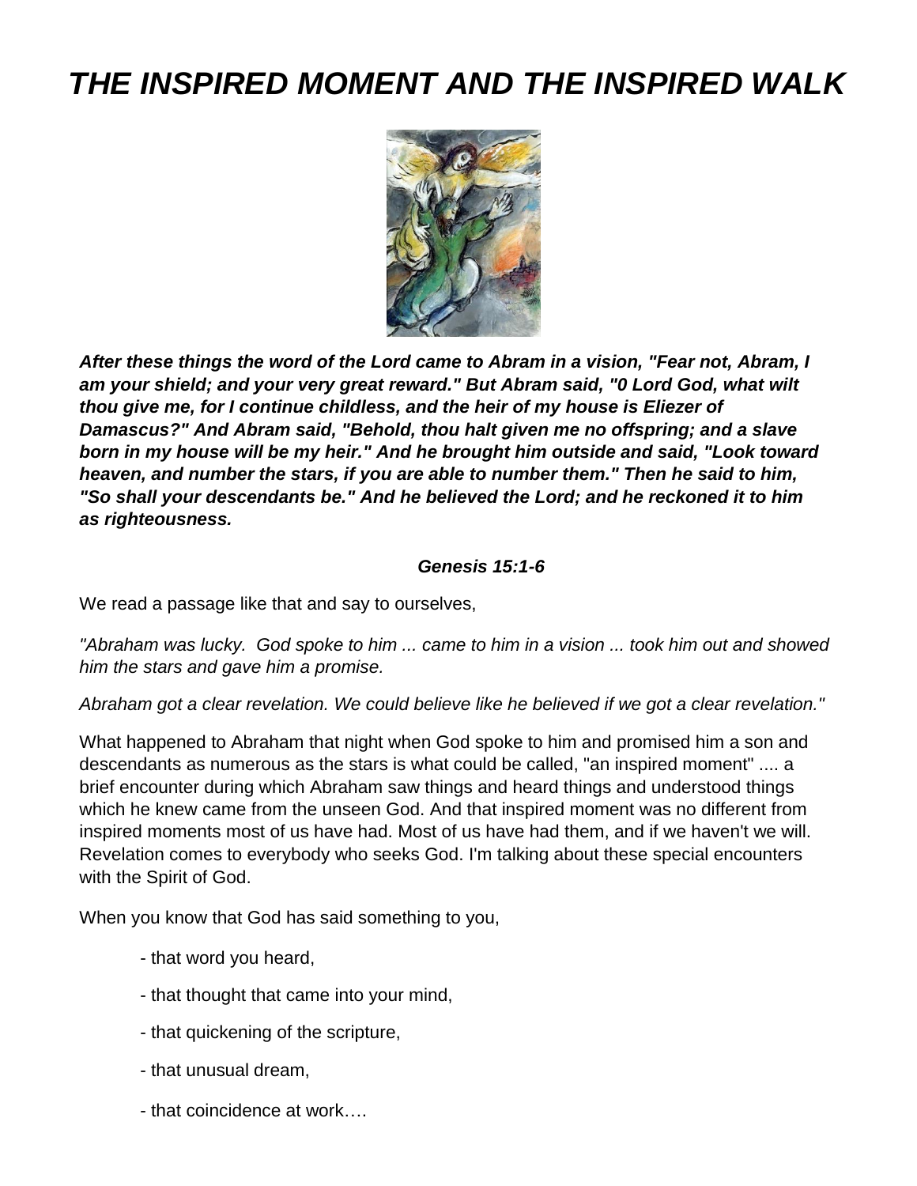# THE INSPIRED MOMENT AND THE INSPIRED WALK

***After these things the word of the Lord came to Abram in a vision, "Fear not, Abram, I am your shield; and your very great reward." But Abram said, "0 Lord God, what wilt thou give me, for I continue childless, and the heir of my house is Eliezer of Damascus?" And Abram said, "Behold, thou halt given me no offspring; and a slave born in my house will be my heir." And he brought him outside and said, "Look toward heaven, and number the stars, if you are able to number them." Then he said to him, "So shall your descendants be." And he believed the Lord; and he reckoned it to him as righteousness.***

***Genesis 15:1-6***

We read a passage like that and say to ourselves,

*"Abraham was lucky. God spoke to him ... came to him in a vision ... took him out and showed him the stars and gave him a promise.*

*Abraham got a clear revelation. We could believe like he believed if we got a clear revelation."*

What happened to Abraham that night when God spoke to him and promised him a son and descendants as numerous as the stars is what could be called, "an inspired moment" .... a brief encounter during which Abraham saw things and heard things and understood things which he knew came from the unseen God. And that inspired moment was no different from inspired moments most of us have had. Most of us have had them, and if we haven't we will. Revelation comes to everybody who seeks God. I'm talking about these special encounters with the Spirit of God.

When you know that God has said something to you,

- that word you heard,
- that thought that came into your mind,
- that quickening of the scripture,
- that unusual dream,
- that coincidence at work….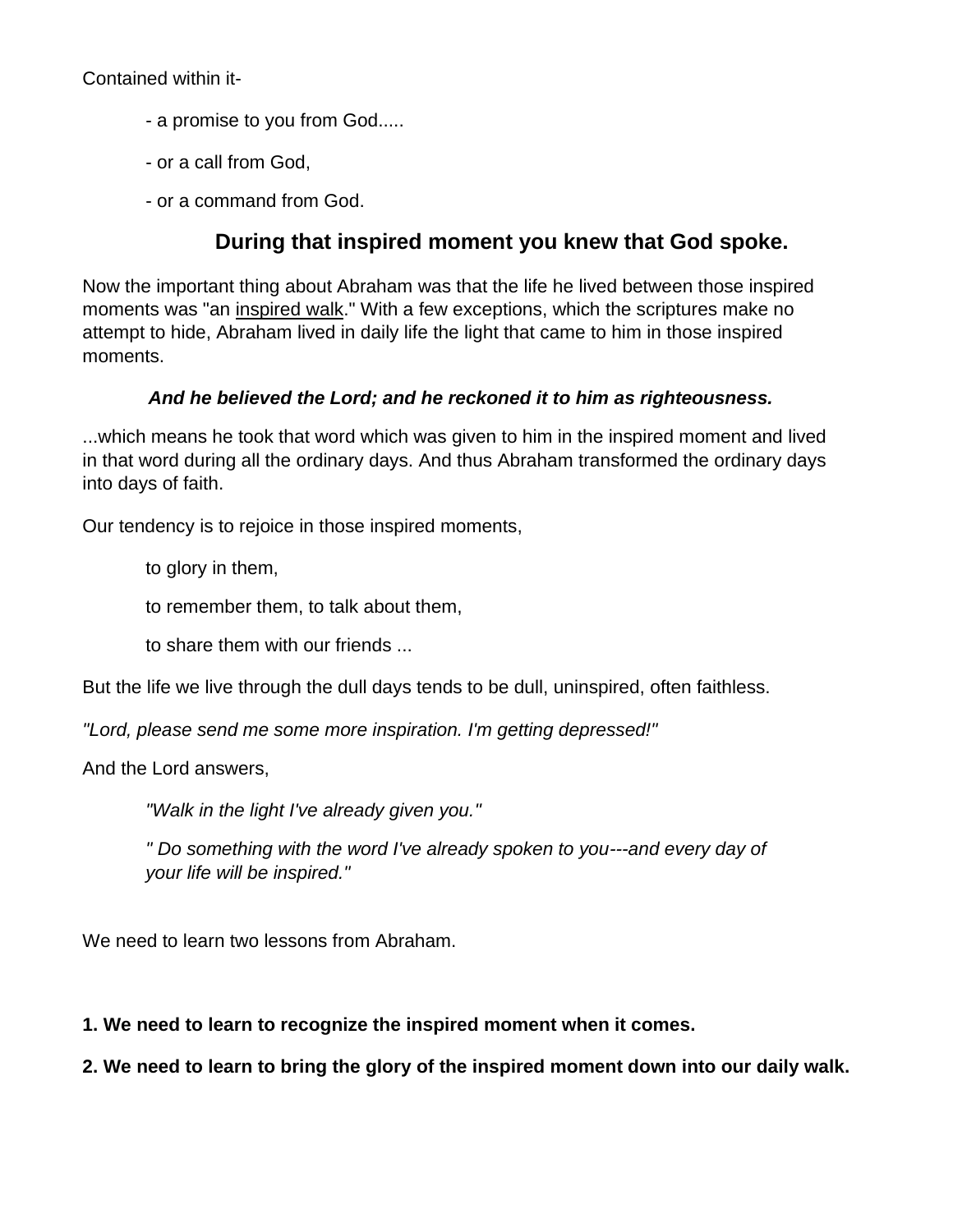Contained within it-

- a promise to you from God.....

- or a call from God,

- or a command from God.

**During that inspired moment you knew that God spoke.**

Now the important thing about Abraham was that the life he lived between those inspired moments was "an <u>inspired walk</u>." With a few exceptions, which the scriptures make no attempt to hide, Abraham lived in daily life the light that came to him in those inspired moments.

***And he believed the Lord; and he reckoned it to him as righteousness.***

...which means he took that word which was given to him in the inspired moment and lived in that word during all the ordinary days. And thus Abraham transformed the ordinary days into days of faith.

Our tendency is to rejoice in those inspired moments,

to glory in them,

to remember them, to talk about them,

to share them with our friends ...

But the life we live through the dull days tends to be dull, uninspired, often faithless.

*"Lord, please send me some more inspiration. I'm getting depressed!"*

And the Lord answers,

*"Walk in the light I've already given you."*

*" Do something with the word I've already spoken to you---and every day of your life will be inspired."*

We need to learn two lessons from Abraham.

**1. We need to learn to recognize the inspired moment when it comes.**

**2. We need to learn to bring the glory of the inspired moment down into our daily walk.**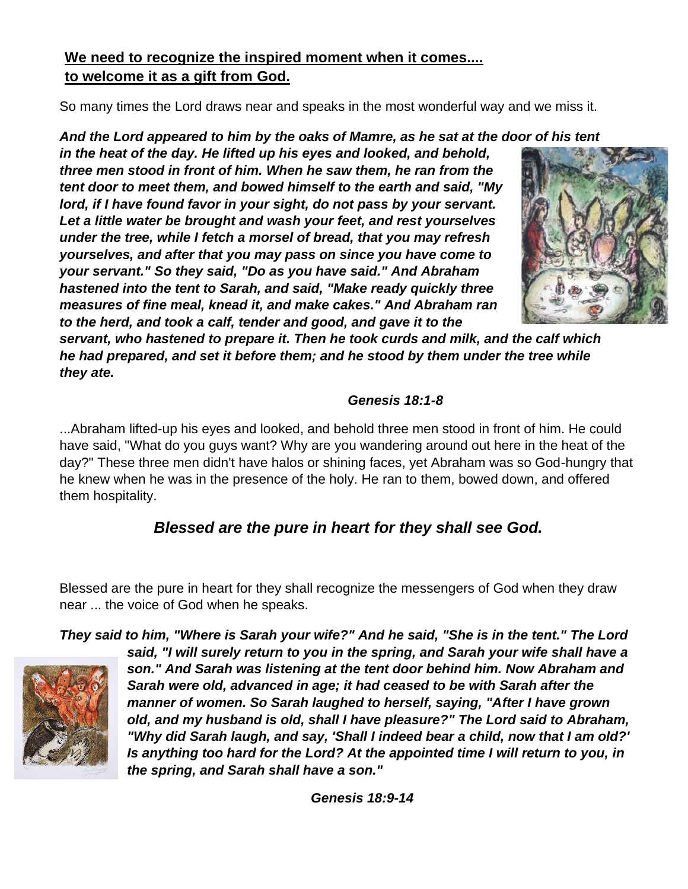**<u>We need to recognize the inspired moment when it comes....</u>**
**<u>to welcome it as a gift from God.</u>**

So many times the Lord draws near and speaks in the most wonderful way and we miss it.

***And the Lord appeared to him by the oaks of Mamre, as he sat at the door of his tent in the heat of the day. He lifted up his eyes and looked, and behold, three men stood in front of him. When he saw them, he ran from the tent door to meet them, and bowed himself to the earth and said, "My lord, if I have found favor in your sight, do not pass by your servant. Let a little water be brought and wash your feet, and rest yourselves under the tree, while I fetch a morsel of bread, that you may refresh yourselves, and after that you may pass on since you have come to your servant." So they said, "Do as you have said." And Abraham hastened into the tent to Sarah, and said, "Make ready quickly three measures of fine meal, knead it, and make cakes." And Abraham ran to the herd, and took a calf, tender and good, and gave it to the servant, who hastened to prepare it. Then he took curds and milk, and the calf which he had prepared, and set it before them; and he stood by them under the tree while they ate.***

***Genesis 18:1-8***

...Abraham lifted-up his eyes and looked, and behold three men stood in front of him. He could have said, "What do you guys want? Why are you wandering around out here in the heat of the day?" These three men didn't have halos or shining faces, yet Abraham was so God-hungry that he knew when he was in the presence of the holy. He ran to them, bowed down, and offered them hospitality.

## ***Blessed are the pure in heart for they shall see God.***

Blessed are the pure in heart for they shall recognize the messengers of God when they draw near ... the voice of God when he speaks.

***They said to him, "Where is Sarah your wife?" And he said, "She is in the tent." The Lord said, "I will surely return to you in the spring, and Sarah your wife shall have a son." And Sarah was listening at the tent door behind him. Now Abraham and Sarah were old, advanced in age; it had ceased to be with Sarah after the manner of women. So Sarah laughed to herself, saying, "After I have grown old, and my husband is old, shall I have pleasure?" The Lord said to Abraham, "Why did Sarah laugh, and say, 'Shall I indeed bear a child, now that I am old?' Is anything too hard for the Lord? At the appointed time I will return to you, in the spring, and Sarah shall have a son."***

***Genesis 18:9-14***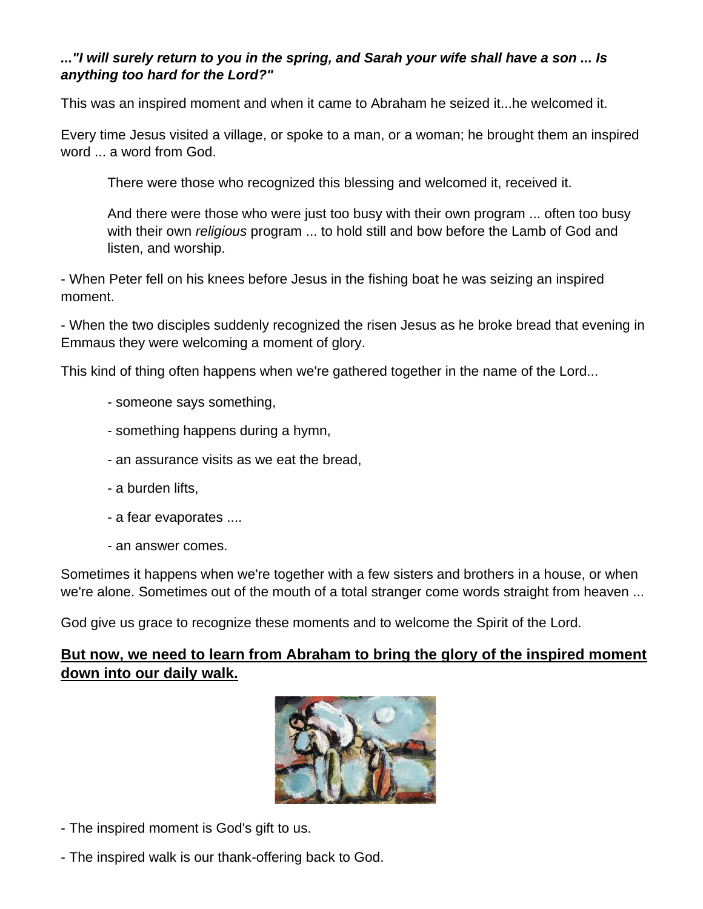***..."I will surely return to you in the spring, and Sarah your wife shall have a son ... Is anything too hard for the Lord?"***

This was an inspired moment and when it came to Abraham he seized it...he welcomed it.

Every time Jesus visited a village, or spoke to a man, or a woman; he brought them an inspired word ... a word from God.

> There were those who recognized this blessing and welcomed it, received it.
>
> And there were those who were just too busy with their own program ... often too busy with their own *religious* program ... to hold still and bow before the Lamb of God and listen, and worship.

- When Peter fell on his knees before Jesus in the fishing boat he was seizing an inspired moment.

- When the two disciples suddenly recognized the risen Jesus as he broke bread that evening in Emmaus they were welcoming a moment of glory.

This kind of thing often happens when we're gathered together in the name of the Lord...

> - someone says something,
> - something happens during a hymn,
> - an assurance visits as we eat the bread,
> - a burden lifts,
> - a fear evaporates ....
> - an answer comes.

Sometimes it happens when we're together with a few sisters and brothers in a house, or when we're alone. Sometimes out of the mouth of a total stranger come words straight from heaven ...

God give us grace to recognize these moments and to welcome the Spirit of the Lord.

<u>**But now, we need to learn from Abraham to bring the glory of the inspired moment down into our daily walk.**</u>

- The inspired moment is God's gift to us.

- The inspired walk is our thank-offering back to God.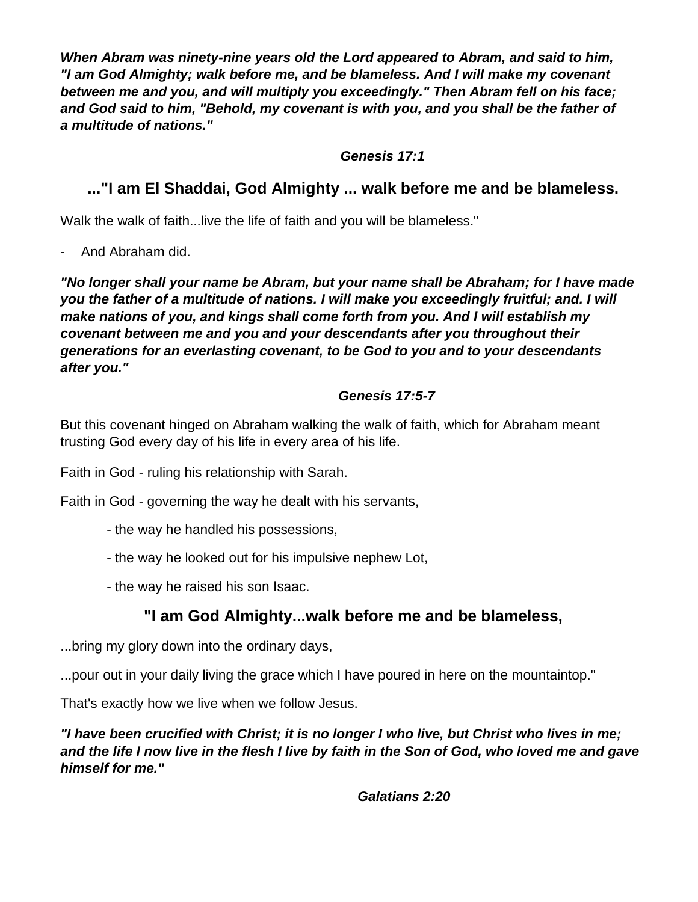***When Abram was ninety-nine years old the Lord appeared to Abram, and said to him, "I am God Almighty; walk before me, and be blameless. And I will make my covenant between me and you, and will multiply you exceedingly." Then Abram fell on his face; and God said to him, "Behold, my covenant is with you, and you shall be the father of a multitude of nations."***

***Genesis 17:1***

## ..."I am El Shaddai, God Almighty ... walk before me and be blameless.

Walk the walk of faith...live the life of faith and you will be blameless."

- And Abraham did.

***"No longer shall your name be Abram, but your name shall be Abraham; for I have made you the father of a multitude of nations. I will make you exceedingly fruitful; and. I will make nations of you, and kings shall come forth from you. And I will establish my covenant between me and you and your descendants after you throughout their generations for an everlasting covenant, to be God to you and to your descendants after you."***

***Genesis 17:5-7***

But this covenant hinged on Abraham walking the walk of faith, which for Abraham meant trusting God every day of his life in every area of his life.

Faith in God - ruling his relationship with Sarah.

Faith in God - governing the way he dealt with his servants,

- the way he handled his possessions,
- the way he looked out for his impulsive nephew Lot,
- the way he raised his son Isaac.

## "I am God Almighty...walk before me and be blameless,

...bring my glory down into the ordinary days,

...pour out in your daily living the grace which I have poured in here on the mountaintop."

That's exactly how we live when we follow Jesus.

***"I have been crucified with Christ; it is no longer I who live, but Christ who lives in me; and the life I now live in the flesh I live by faith in the Son of God, who loved me and gave himself for me."***

***Galatians 2:20***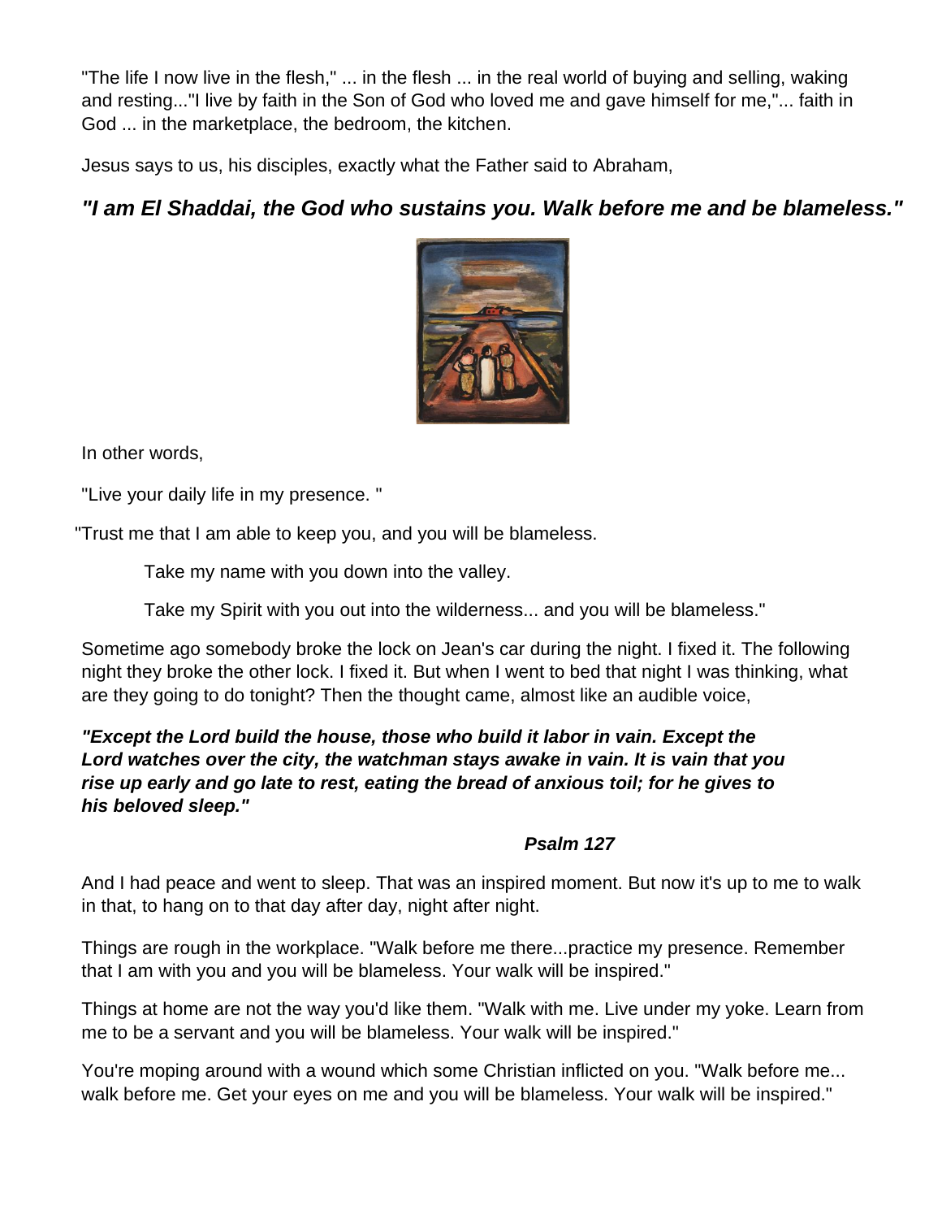"The life I now live in the flesh," ... in the flesh ... in the real world of buying and selling, waking and resting..."I live by faith in the Son of God who loved me and gave himself for me,"... faith in God ... in the marketplace, the bedroom, the kitchen.

Jesus says to us, his disciples, exactly what the Father said to Abraham,

***"I am El Shaddai, the God who sustains you. Walk before me and be blameless."***

In other words,

"Live your daily life in my presence. "

"Trust me that I am able to keep you, and you will be blameless.

Take my name with you down into the valley.

Take my Spirit with you out into the wilderness... and you will be blameless."

Sometime ago somebody broke the lock on Jean's car during the night. I fixed it. The following night they broke the other lock. I fixed it. But when I went to bed that night I was thinking, what are they going to do tonight? Then the thought came, almost like an audible voice,

***"Except the Lord build the house, those who build it labor in vain. Except the Lord watches over the city, the watchman stays awake in vain. It is vain that you rise up early and go late to rest, eating the bread of anxious toil; for he gives to his beloved sleep."***

***Psalm 127***

And I had peace and went to sleep. That was an inspired moment. But now it's up to me to walk in that, to hang on to that day after day, night after night.

Things are rough in the workplace. "Walk before me there...practice my presence. Remember that I am with you and you will be blameless. Your walk will be inspired."

Things at home are not the way you'd like them. "Walk with me. Live under my yoke. Learn from me to be a servant and you will be blameless. Your walk will be inspired."

You're moping around with a wound which some Christian inflicted on you. "Walk before me... walk before me. Get your eyes on me and you will be blameless. Your walk will be inspired."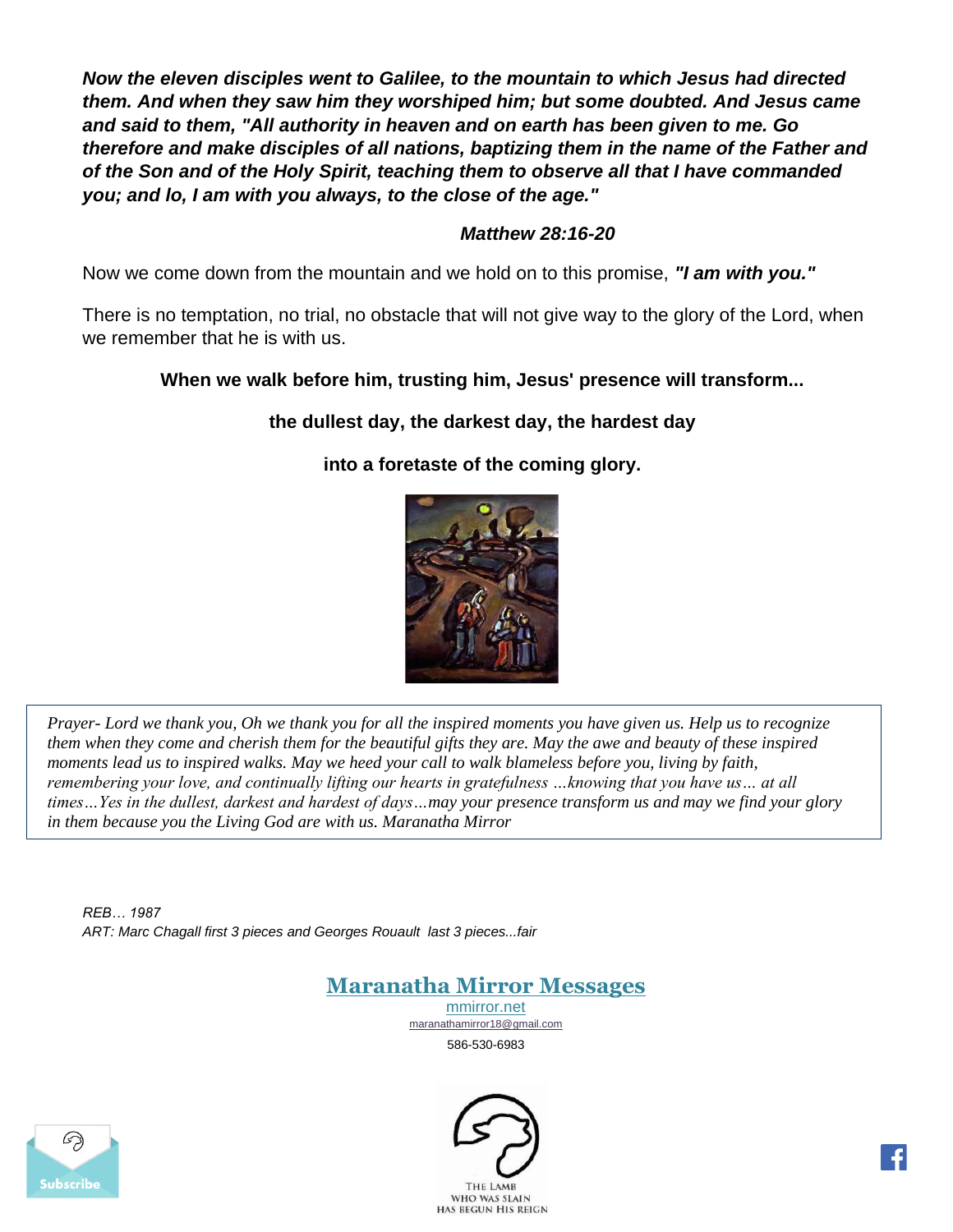***Now the eleven disciples went to Galilee, to the mountain to which Jesus had directed them. And when they saw him they worshiped him; but some doubted. And Jesus came and said to them, "All authority in heaven and on earth has been given to me. Go therefore and make disciples of all nations, baptizing them in the name of the Father and of the Son and of the Holy Spirit, teaching them to observe all that I have commanded you; and lo, I am with you always, to the close of the age."***

***Matthew 28:16-20***

Now we come down from the mountain and we hold on to this promise, ***"I am with you."***

There is no temptation, no trial, no obstacle that will not give way to the glory of the Lord, when we remember that he is with us.

**When we walk before him, trusting him, Jesus' presence will transform...**

**the dullest day, the darkest day, the hardest day**

**into a foretaste of the coming glory.**

*Prayer- Lord we thank you, Oh we thank you for all the inspired moments you have given us. Help us to recognize them when they come and cherish them for the beautiful gifts they are. May the awe and beauty of these inspired moments lead us to inspired walks. May we heed your call to walk blameless before you, living by faith, remembering your love, and continually lifting our hearts in gratefulness …knowing that you have us… at all times…Yes in the dullest, darkest and hardest of days…may your presence transform us and may we find your glory in them because you the Living God are with us. Maranatha Mirror*

*REB… 1987*
*ART: Marc Chagall first 3 pieces and Georges Rouault last 3 pieces...fair*

**Maranatha Mirror Messages**

mmirror.net
maranathamirror18@gmail.com
586-530-6983

Subscribe

THE LAMB
WHO WAS SLAIN
HAS BEGUN HIS REIGN